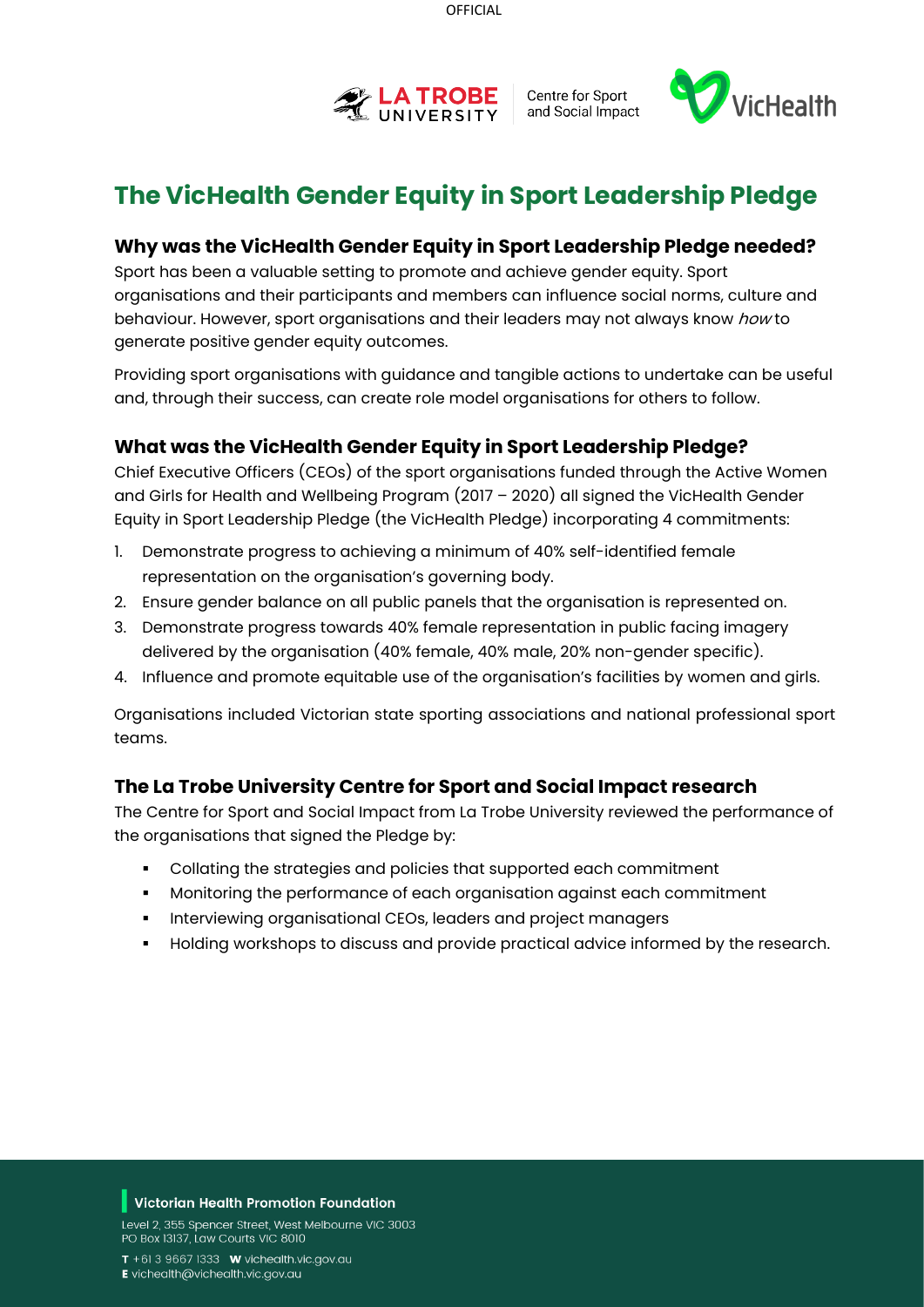# The VicHealth Gender Equity in Sport Leadership Pledge

## Why was the VicHealth Gender Equity in Sport Leadership Pledge needed?

Sport has been a valuable setting to promote and achieve gender equity. Sport organisations and their participants and members can influence social norms, culture and behaviour. However, sport organisations and their leaders may not always know *how* to generate positive gender equity outcomes.

Providing sport organisations with guidance and tangible actions to undertake can be useful and, through their success, can create role model organisations for others to follow.

## What was the VicHealth Gender Equity in Sport Leadership Pledge?

Chief Executive Officers (CEOs) of the sport organisations funded through the Active Women and Girls for Health and Wellbeing Program (2017 – 2020) all signed the VicHealth Gender Equity in Sport Leadership Pledge (the VicHealth Pledge) incorporating 4 commitments:

1. Demonstrate progress to achieving a minimum of 40% self-identified female representation on the organisation's governing body.
2. Ensure gender balance on all public panels that the organisation is represented on.
3. Demonstrate progress towards 40% female representation in public facing imagery delivered by the organisation (40% female, 40% male, 20% non-gender specific).
4. Influence and promote equitable use of the organisation's facilities by women and girls.

Organisations included Victorian state sporting associations and national professional sport teams.

## The La Trobe University Centre for Sport and Social Impact research

The Centre for Sport and Social Impact from La Trobe University reviewed the performance of the organisations that signed the Pledge by:

- Collating the strategies and policies that supported each commitment
- Monitoring the performance of each organisation against each commitment
- Interviewing organisational CEOs, leaders and project managers
- Holding workshops to discuss and provide practical advice informed by the research.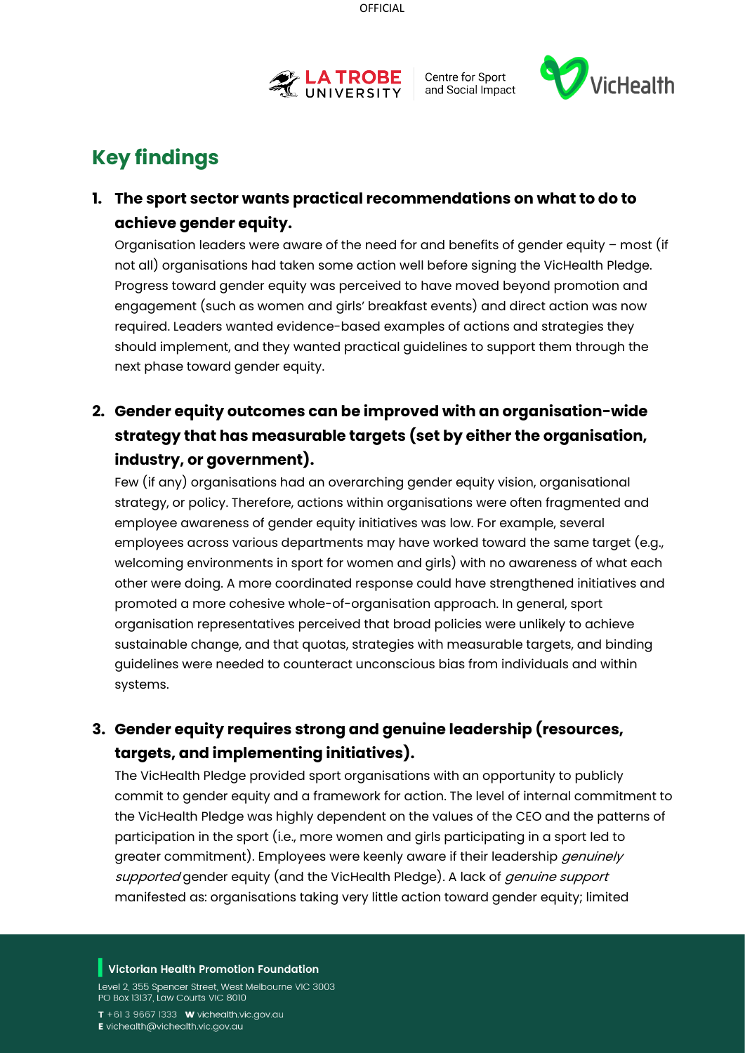## Key findings

1. **The sport sector wants practical recommendations on what to do to achieve gender equity.**

   Organisation leaders were aware of the need for and benefits of gender equity – most (if not all) organisations had taken some action well before signing the VicHealth Pledge. Progress toward gender equity was perceived to have moved beyond promotion and engagement (such as women and girls' breakfast events) and direct action was now required. Leaders wanted evidence-based examples of actions and strategies they should implement, and they wanted practical guidelines to support them through the next phase toward gender equity.

2. **Gender equity outcomes can be improved with an organisation-wide strategy that has measurable targets (set by either the organisation, industry, or government).**

   Few (if any) organisations had an overarching gender equity vision, organisational strategy, or policy. Therefore, actions within organisations were often fragmented and employee awareness of gender equity initiatives was low. For example, several employees across various departments may have worked toward the same target (e.g., welcoming environments in sport for women and girls) with no awareness of what each other were doing. A more coordinated response could have strengthened initiatives and promoted a more cohesive whole-of-organisation approach. In general, sport organisation representatives perceived that broad policies were unlikely to achieve sustainable change, and that quotas, strategies with measurable targets, and binding guidelines were needed to counteract unconscious bias from individuals and within systems.

3. **Gender equity requires strong and genuine leadership (resources, targets, and implementing initiatives).**

   The VicHealth Pledge provided sport organisations with an opportunity to publicly commit to gender equity and a framework for action. The level of internal commitment to the VicHealth Pledge was highly dependent on the values of the CEO and the patterns of participation in the sport (i.e., more women and girls participating in a sport led to greater commitment). Employees were keenly aware if their leadership *genuinely supported* gender equity (and the VicHealth Pledge). A lack of *genuine support* manifested as: organisations taking very little action toward gender equity; limited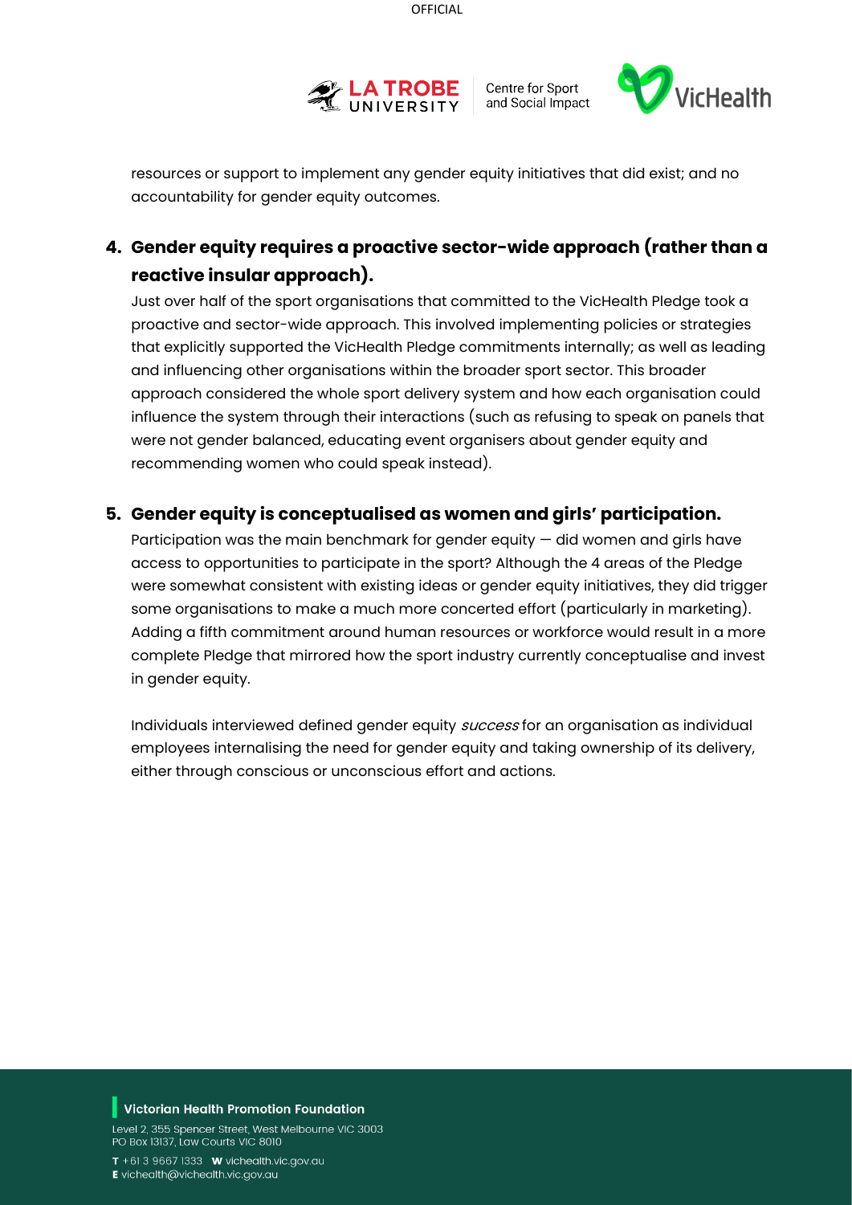resources or support to implement any gender equity initiatives that did exist; and no accountability for gender equity outcomes.

4. **Gender equity requires a proactive sector-wide approach (rather than a reactive insular approach).**

   Just over half of the sport organisations that committed to the VicHealth Pledge took a proactive and sector-wide approach. This involved implementing policies or strategies that explicitly supported the VicHealth Pledge commitments internally; as well as leading and influencing other organisations within the broader sport sector. This broader approach considered the whole sport delivery system and how each organisation could influence the system through their interactions (such as refusing to speak on panels that were not gender balanced, educating event organisers about gender equity and recommending women who could speak instead).

5. **Gender equity is conceptualised as women and girls' participation.**

   Participation was the main benchmark for gender equity — did women and girls have access to opportunities to participate in the sport? Although the 4 areas of the Pledge were somewhat consistent with existing ideas or gender equity initiatives, they did trigger some organisations to make a much more concerted effort (particularly in marketing). Adding a fifth commitment around human resources or workforce would result in a more complete Pledge that mirrored how the sport industry currently conceptualise and invest in gender equity.

   Individuals interviewed defined gender equity *success* for an organisation as individual employees internalising the need for gender equity and taking ownership of its delivery, either through conscious or unconscious effort and actions.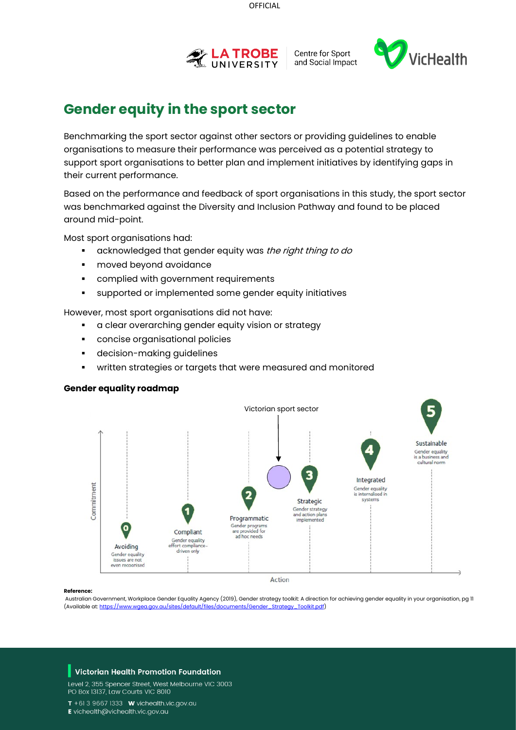# Gender equity in the sport sector

Benchmarking the sport sector against other sectors or providing guidelines to enable organisations to measure their performance was perceived as a potential strategy to support sport organisations to better plan and implement initiatives by identifying gaps in their current performance.

Based on the performance and feedback of sport organisations in this study, the sport sector was benchmarked against the Diversity and Inclusion Pathway and found to be placed around mid-point.

Most sport organisations had:

- acknowledged that gender equity was *the right thing to do*
- moved beyond avoidance
- complied with government requirements
- supported or implemented some gender equity initiatives

However, most sport organisations did not have:

- a clear overarching gender equity vision or strategy
- concise organisational policies
- decision-making guidelines
- written strategies or targets that were measured and monitored

**Gender equality roadmap**

Victorian sport sector

Commitment

0 Avoiding — Gender equality issues are not even recognised

1 Compliant — Gender equality effort compliance-driven only

2 Programmatic — Gender programs are provided for ad hoc needs

3 Strategic — Gender strategy and action plans implemented

4 Integrated — Gender equality is internalised in systems

5 Sustainable — Gender equality is a business and cultural norm

Action

**Reference:**
Australian Government, Workplace Gender Equality Agency (2019), Gender strategy toolkit: A direction for achieving gender equality in your organisation, pg 11 (Available at: https://www.wgea.gov.au/sites/default/files/documents/Gender_Strategy_Toolkit.pdf)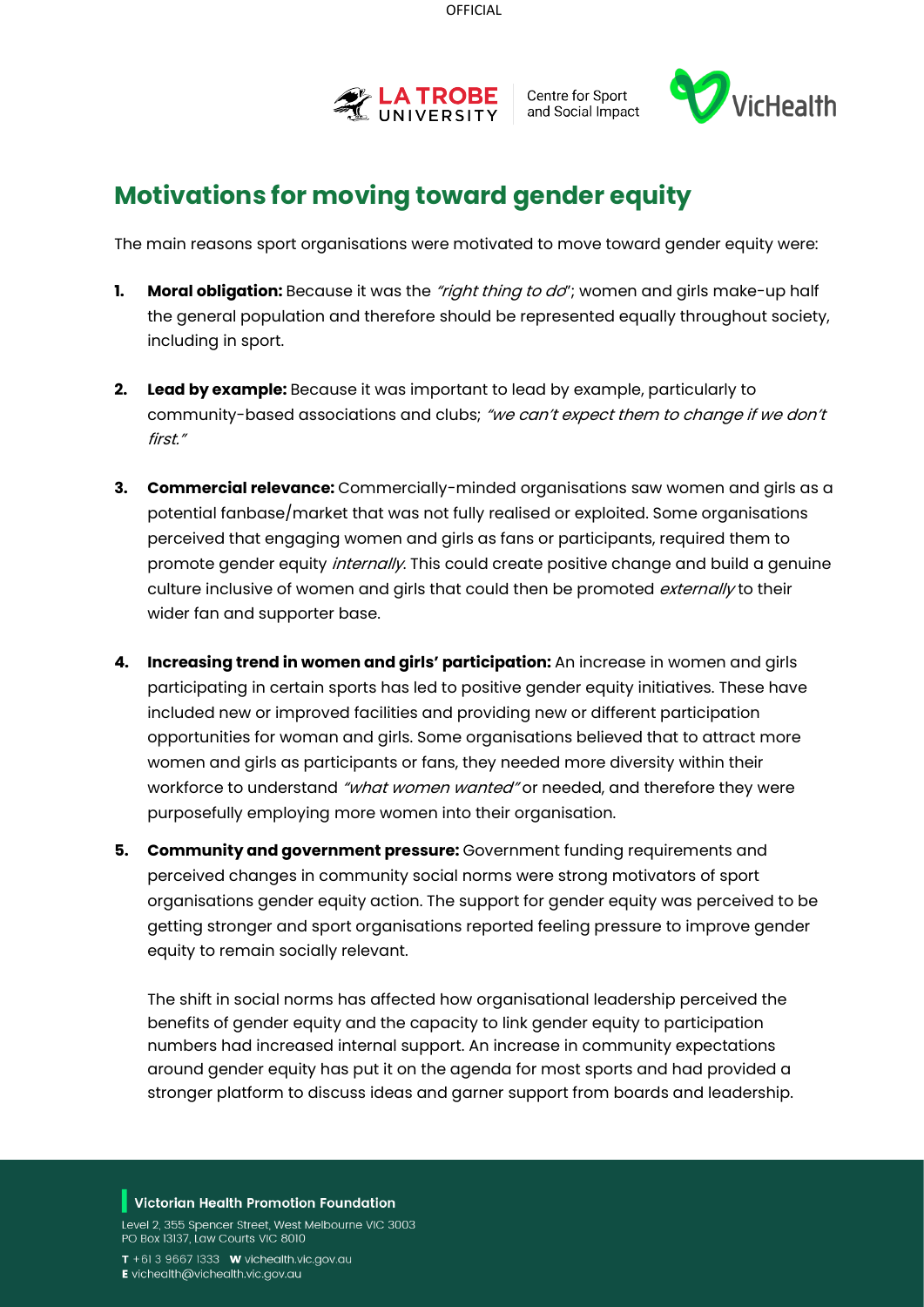# Motivations for moving toward gender equity

The main reasons sport organisations were motivated to move toward gender equity were:

1. **Moral obligation:** Because it was the *"right thing to do*"; women and girls make-up half the general population and therefore should be represented equally throughout society, including in sport.

2. **Lead by example:** Because it was important to lead by example, particularly to community-based associations and clubs; *"we can't expect them to change if we don't first."*

3. **Commercial relevance:** Commercially-minded organisations saw women and girls as a potential fanbase/market that was not fully realised or exploited. Some organisations perceived that engaging women and girls as fans or participants, required them to promote gender equity *internally*. This could create positive change and build a genuine culture inclusive of women and girls that could then be promoted *externally* to their wider fan and supporter base.

4. **Increasing trend in women and girls' participation:** An increase in women and girls participating in certain sports has led to positive gender equity initiatives. These have included new or improved facilities and providing new or different participation opportunities for woman and girls. Some organisations believed that to attract more women and girls as participants or fans, they needed more diversity within their workforce to understand *"what women wanted"* or needed, and therefore they were purposefully employing more women into their organisation.

5. **Community and government pressure:** Government funding requirements and perceived changes in community social norms were strong motivators of sport organisations gender equity action. The support for gender equity was perceived to be getting stronger and sport organisations reported feeling pressure to improve gender equity to remain socially relevant.

   The shift in social norms has affected how organisational leadership perceived the benefits of gender equity and the capacity to link gender equity to participation numbers had increased internal support. An increase in community expectations around gender equity has put it on the agenda for most sports and had provided a stronger platform to discuss ideas and garner support from boards and leadership.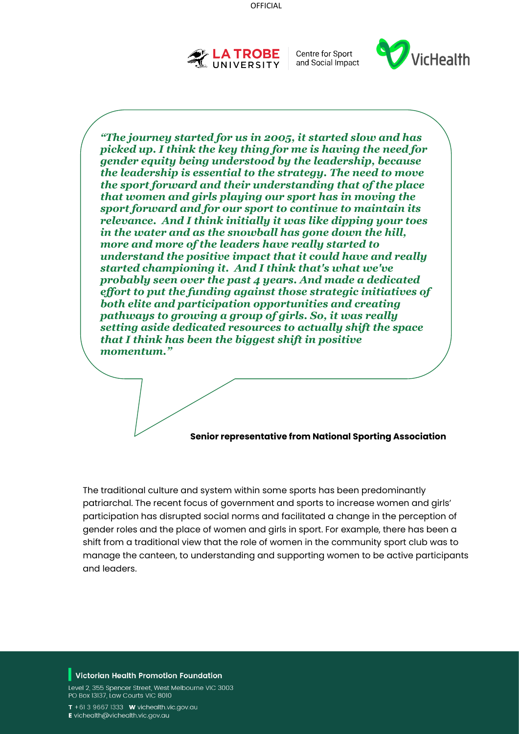*"The journey started for us in 2005, it started slow and has picked up. I think the key thing for me is having the need for gender equity being understood by the leadership, because the leadership is essential to the strategy. The need to move the sport forward and their understanding that of the place that women and girls playing our sport has in moving the sport forward and for our sport to continue to maintain its relevance. And I think initially it was like dipping your toes in the water and as the snowball has gone down the hill, more and more of the leaders have really started to understand the positive impact that it could have and really started championing it. And I think that's what we've probably seen over the past 4 years. And made a dedicated effort to put the funding against those strategic initiatives of both elite and participation opportunities and creating pathways to growing a group of girls. So, it was really setting aside dedicated resources to actually shift the space that I think has been the biggest shift in positive momentum."*

**Senior representative from National Sporting Association**

The traditional culture and system within some sports has been predominantly patriarchal. The recent focus of government and sports to increase women and girls' participation has disrupted social norms and facilitated a change in the perception of gender roles and the place of women and girls in sport. For example, there has been a shift from a traditional view that the role of women in the community sport club was to manage the canteen, to understanding and supporting women to be active participants and leaders.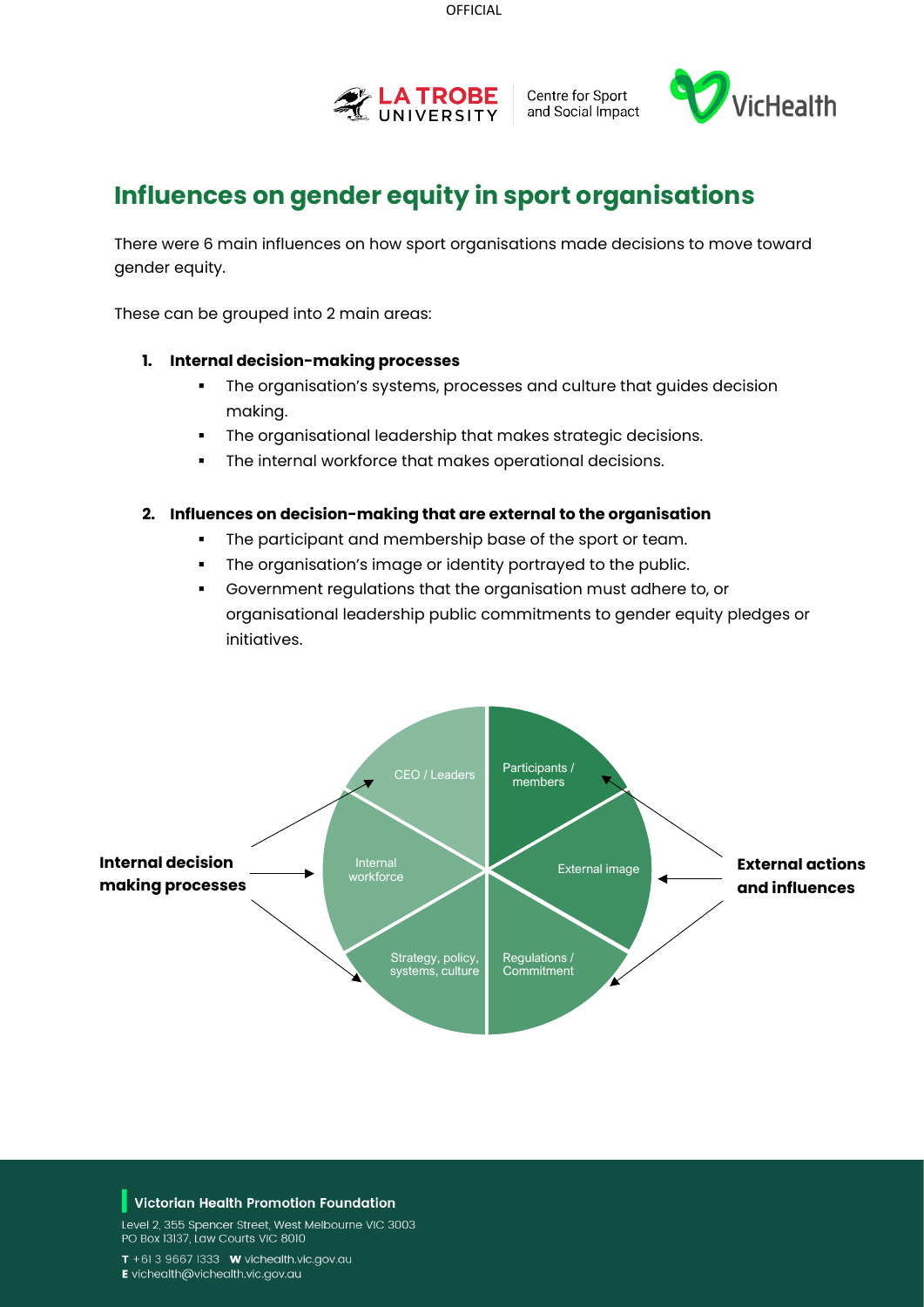# Influences on gender equity in sport organisations

There were 6 main influences on how sport organisations made decisions to move toward gender equity.

These can be grouped into 2 main areas:

1. **Internal decision-making processes**
    - The organisation's systems, processes and culture that guides decision making.
    - The organisational leadership that makes strategic decisions.
    - The internal workforce that makes operational decisions.

2. **Influences on decision-making that are external to the organisation**
    - The participant and membership base of the sport or team.
    - The organisation's image or identity portrayed to the public.
    - Government regulations that the organisation must adhere to, or organisational leadership public commitments to gender equity pledges or initiatives.

**Internal decision making processes**

- CEO / Leaders
- Internal workforce
- Strategy, policy, systems, culture

**External actions and influences**

- Participants / members
- External image
- Regulations / Commitment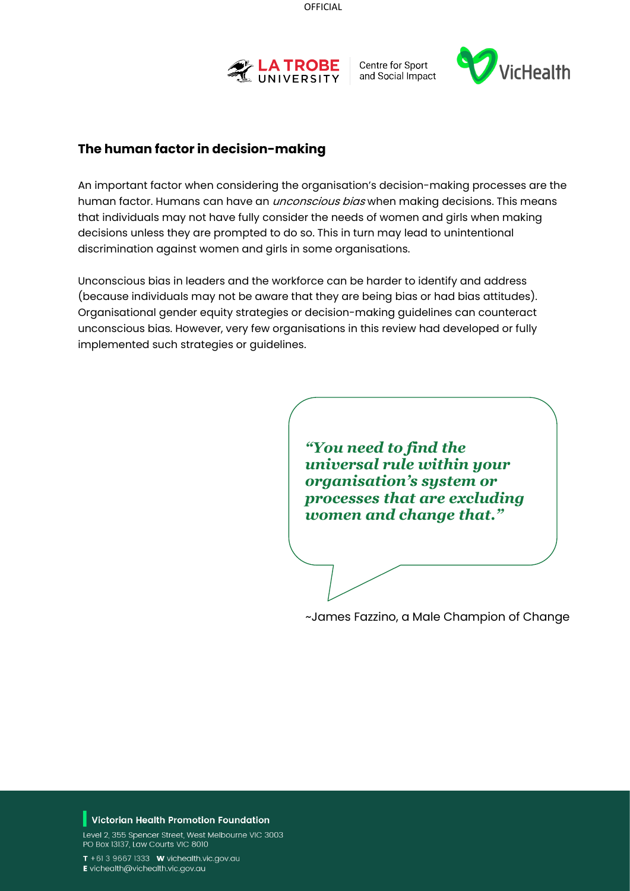## The human factor in decision-making

An important factor when considering the organisation's decision-making processes are the human factor. Humans can have an *unconscious bias* when making decisions. This means that individuals may not have fully consider the needs of women and girls when making decisions unless they are prompted to do so. This in turn may lead to unintentional discrimination against women and girls in some organisations.

Unconscious bias in leaders and the workforce can be harder to identify and address (because individuals may not be aware that they are being bias or had bias attitudes). Organisational gender equity strategies or decision-making guidelines can counteract unconscious bias. However, very few organisations in this review had developed or fully implemented such strategies or guidelines.

> ***"You need to find the universal rule within your organisation's system or processes that are excluding women and change that."***

~James Fazzino, a Male Champion of Change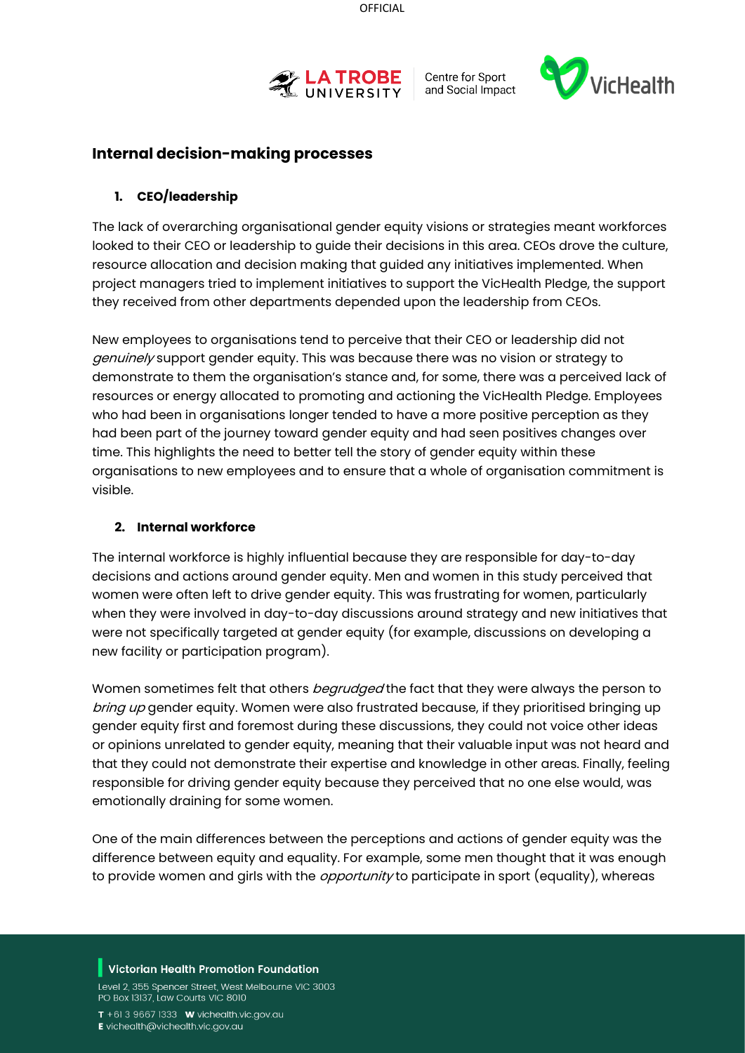## Internal decision-making processes

### 1. CEO/leadership

The lack of overarching organisational gender equity visions or strategies meant workforces looked to their CEO or leadership to guide their decisions in this area. CEOs drove the culture, resource allocation and decision making that guided any initiatives implemented. When project managers tried to implement initiatives to support the VicHealth Pledge, the support they received from other departments depended upon the leadership from CEOs.

New employees to organisations tend to perceive that their CEO or leadership did not *genuinely* support gender equity. This was because there was no vision or strategy to demonstrate to them the organisation's stance and, for some, there was a perceived lack of resources or energy allocated to promoting and actioning the VicHealth Pledge. Employees who had been in organisations longer tended to have a more positive perception as they had been part of the journey toward gender equity and had seen positives changes over time. This highlights the need to better tell the story of gender equity within these organisations to new employees and to ensure that a whole of organisation commitment is visible.

### 2. Internal workforce

The internal workforce is highly influential because they are responsible for day-to-day decisions and actions around gender equity. Men and women in this study perceived that women were often left to drive gender equity. This was frustrating for women, particularly when they were involved in day-to-day discussions around strategy and new initiatives that were not specifically targeted at gender equity (for example, discussions on developing a new facility or participation program).

Women sometimes felt that others *begrudged* the fact that they were always the person to *bring up* gender equity. Women were also frustrated because, if they prioritised bringing up gender equity first and foremost during these discussions, they could not voice other ideas or opinions unrelated to gender equity, meaning that their valuable input was not heard and that they could not demonstrate their expertise and knowledge in other areas. Finally, feeling responsible for driving gender equity because they perceived that no one else would, was emotionally draining for some women.

One of the main differences between the perceptions and actions of gender equity was the difference between equity and equality. For example, some men thought that it was enough to provide women and girls with the *opportunity* to participate in sport (equality), whereas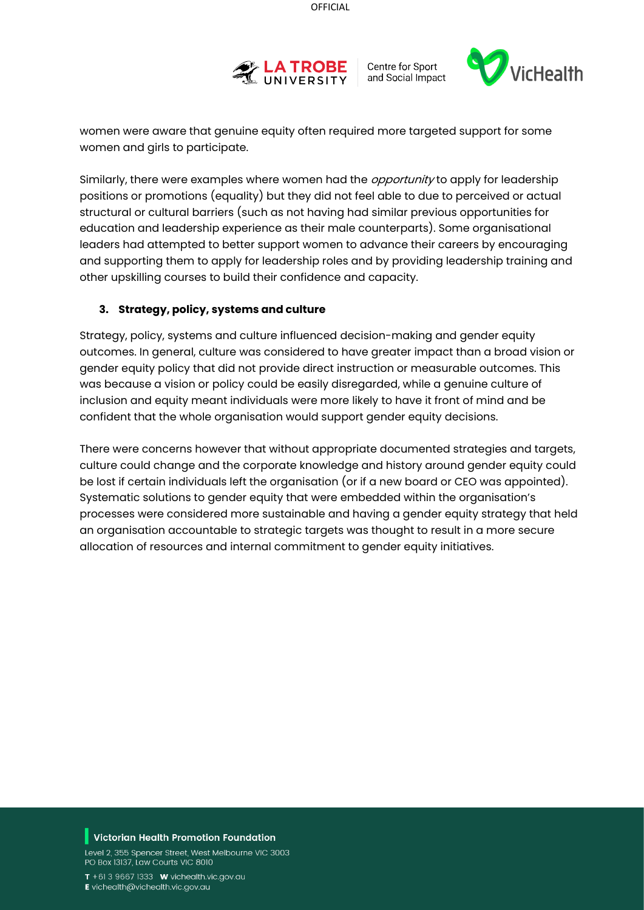women were aware that genuine equity often required more targeted support for some women and girls to participate.

Similarly, there were examples where women had the *opportunity* to apply for leadership positions or promotions (equality) but they did not feel able to due to perceived or actual structural or cultural barriers (such as not having had similar previous opportunities for education and leadership experience as their male counterparts). Some organisational leaders had attempted to better support women to advance their careers by encouraging and supporting them to apply for leadership roles and by providing leadership training and other upskilling courses to build their confidence and capacity.

### 3. Strategy, policy, systems and culture

Strategy, policy, systems and culture influenced decision-making and gender equity outcomes. In general, culture was considered to have greater impact than a broad vision or gender equity policy that did not provide direct instruction or measurable outcomes. This was because a vision or policy could be easily disregarded, while a genuine culture of inclusion and equity meant individuals were more likely to have it front of mind and be confident that the whole organisation would support gender equity decisions.

There were concerns however that without appropriate documented strategies and targets, culture could change and the corporate knowledge and history around gender equity could be lost if certain individuals left the organisation (or if a new board or CEO was appointed). Systematic solutions to gender equity that were embedded within the organisation's processes were considered more sustainable and having a gender equity strategy that held an organisation accountable to strategic targets was thought to result in a more secure allocation of resources and internal commitment to gender equity initiatives.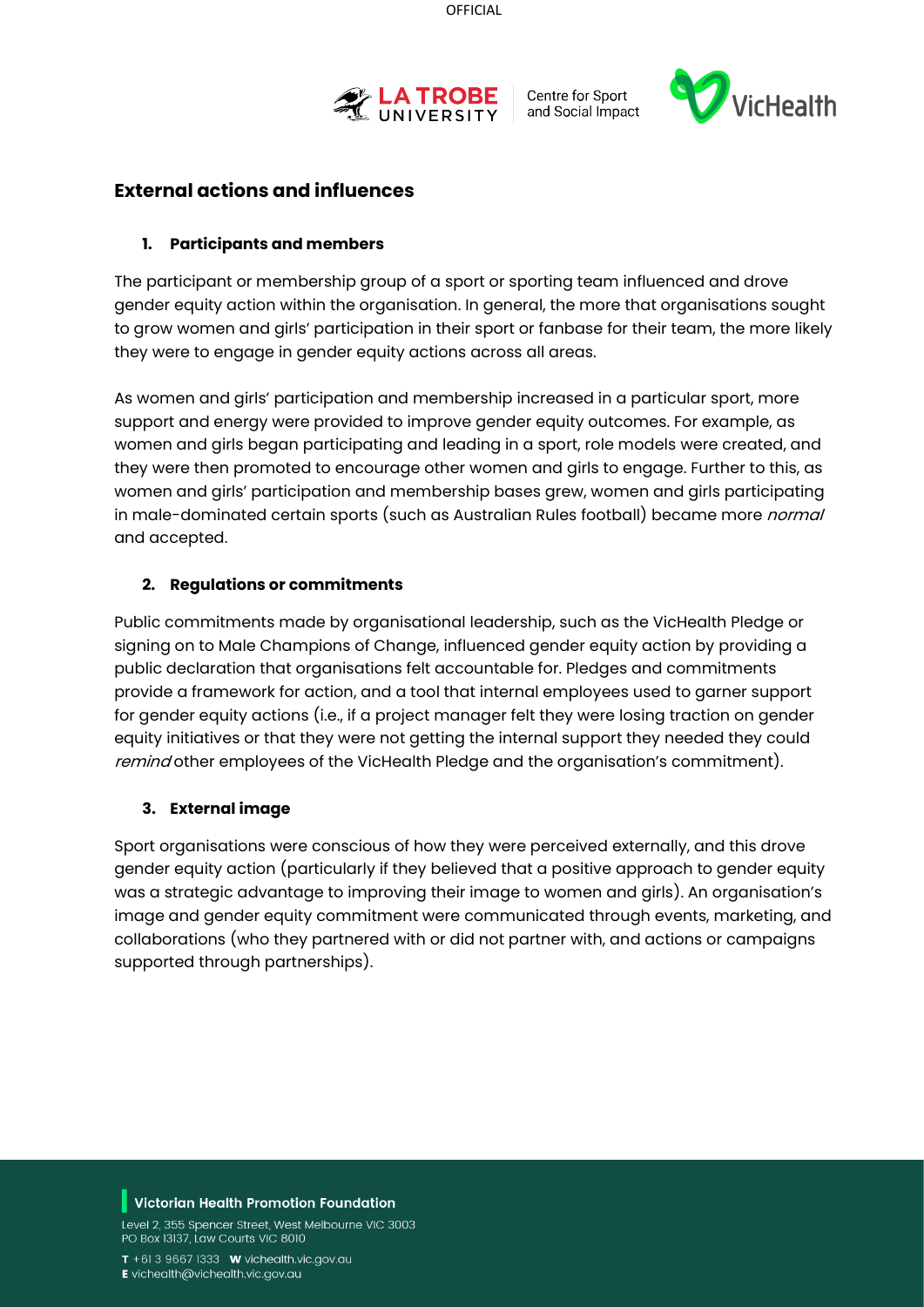## External actions and influences

### 1. Participants and members

The participant or membership group of a sport or sporting team influenced and drove gender equity action within the organisation. In general, the more that organisations sought to grow women and girls' participation in their sport or fanbase for their team, the more likely they were to engage in gender equity actions across all areas.

As women and girls' participation and membership increased in a particular sport, more support and energy were provided to improve gender equity outcomes. For example, as women and girls began participating and leading in a sport, role models were created, and they were then promoted to encourage other women and girls to engage. Further to this, as women and girls' participation and membership bases grew, women and girls participating in male-dominated certain sports (such as Australian Rules football) became more *normal* and accepted.

### 2. Regulations or commitments

Public commitments made by organisational leadership, such as the VicHealth Pledge or signing on to Male Champions of Change, influenced gender equity action by providing a public declaration that organisations felt accountable for. Pledges and commitments provide a framework for action, and a tool that internal employees used to garner support for gender equity actions (i.e., if a project manager felt they were losing traction on gender equity initiatives or that they were not getting the internal support they needed they could *remind* other employees of the VicHealth Pledge and the organisation's commitment).

### 3. External image

Sport organisations were conscious of how they were perceived externally, and this drove gender equity action (particularly if they believed that a positive approach to gender equity was a strategic advantage to improving their image to women and girls). An organisation's image and gender equity commitment were communicated through events, marketing, and collaborations (who they partnered with or did not partner with, and actions or campaigns supported through partnerships).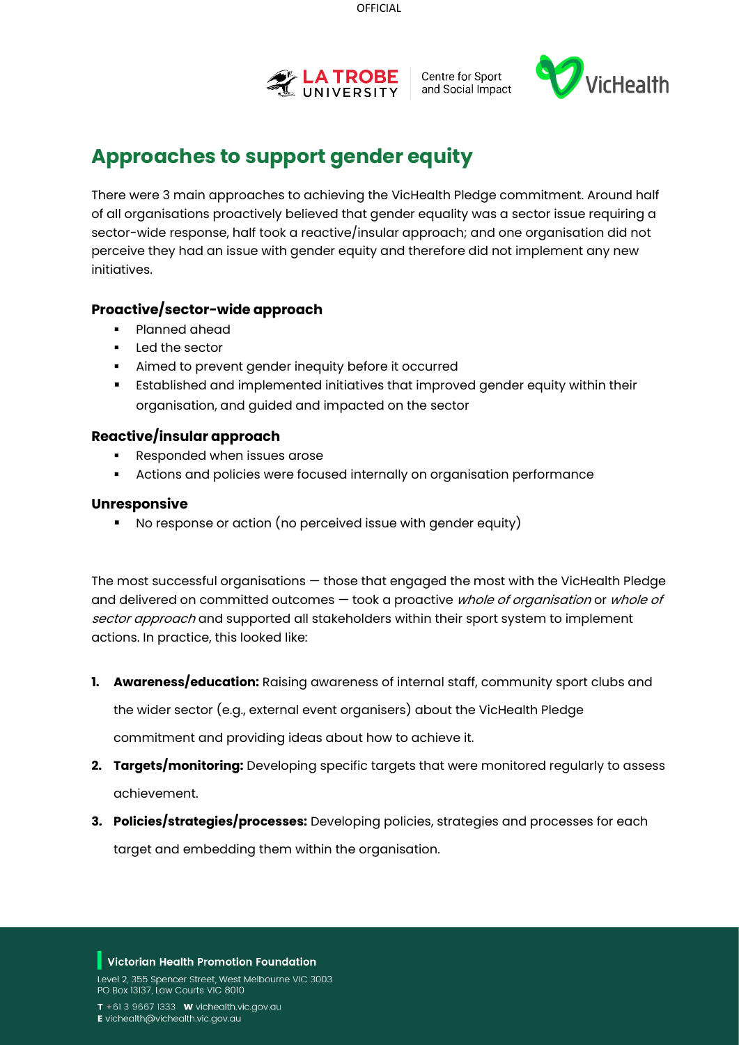## Approaches to support gender equity

There were 3 main approaches to achieving the VicHealth Pledge commitment. Around half of all organisations proactively believed that gender equality was a sector issue requiring a sector-wide response, half took a reactive/insular approach; and one organisation did not perceive they had an issue with gender equity and therefore did not implement any new initiatives.

### Proactive/sector-wide approach

- Planned ahead
- Led the sector
- Aimed to prevent gender inequity before it occurred
- Established and implemented initiatives that improved gender equity within their organisation, and guided and impacted on the sector

### Reactive/insular approach

- Responded when issues arose
- Actions and policies were focused internally on organisation performance

### Unresponsive

- No response or action (no perceived issue with gender equity)

The most successful organisations — those that engaged the most with the VicHealth Pledge and delivered on committed outcomes — took a proactive *whole of organisation* or *whole of sector approach* and supported all stakeholders within their sport system to implement actions. In practice, this looked like:

1. **Awareness/education:** Raising awareness of internal staff, community sport clubs and the wider sector (e.g., external event organisers) about the VicHealth Pledge commitment and providing ideas about how to achieve it.
2. **Targets/monitoring:** Developing specific targets that were monitored regularly to assess achievement.
3. **Policies/strategies/processes:** Developing policies, strategies and processes for each target and embedding them within the organisation.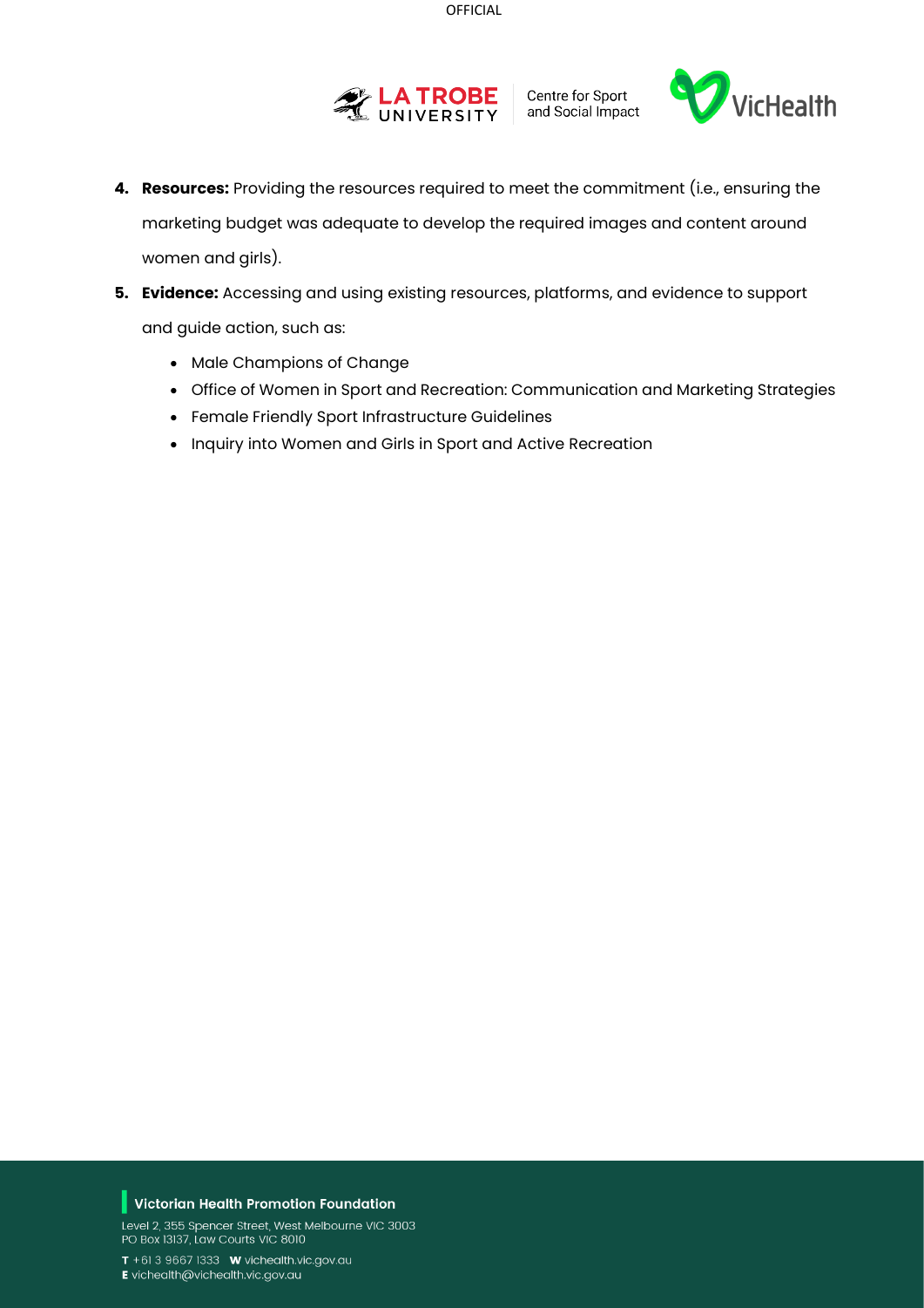4. **Resources:** Providing the resources required to meet the commitment (i.e., ensuring the marketing budget was adequate to develop the required images and content around women and girls).
5. **Evidence:** Accessing and using existing resources, platforms, and evidence to support and guide action, such as:
    - Male Champions of Change
    - Office of Women in Sport and Recreation: Communication and Marketing Strategies
    - Female Friendly Sport Infrastructure Guidelines
    - Inquiry into Women and Girls in Sport and Active Recreation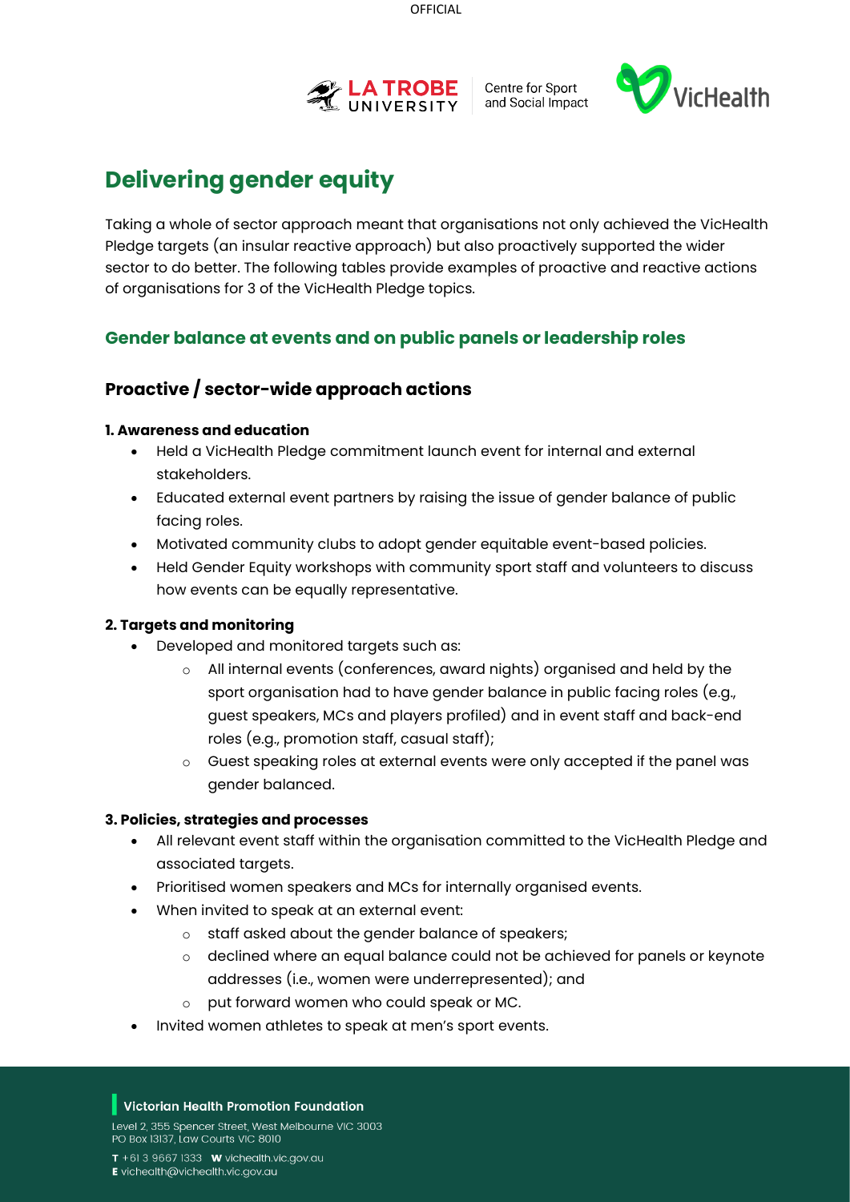# Delivering gender equity

Taking a whole of sector approach meant that organisations not only achieved the VicHealth Pledge targets (an insular reactive approach) but also proactively supported the wider sector to do better. The following tables provide examples of proactive and reactive actions of organisations for 3 of the VicHealth Pledge topics.

## Gender balance at events and on public panels or leadership roles

### Proactive / sector-wide approach actions

**1. Awareness and education**

- Held a VicHealth Pledge commitment launch event for internal and external stakeholders.
- Educated external event partners by raising the issue of gender balance of public facing roles.
- Motivated community clubs to adopt gender equitable event-based policies.
- Held Gender Equity workshops with community sport staff and volunteers to discuss how events can be equally representative.

**2. Targets and monitoring**

- Developed and monitored targets such as:
  - All internal events (conferences, award nights) organised and held by the sport organisation had to have gender balance in public facing roles (e.g., guest speakers, MCs and players profiled) and in event staff and back-end roles (e.g., promotion staff, casual staff);
  - Guest speaking roles at external events were only accepted if the panel was gender balanced.

**3. Policies, strategies and processes**

- All relevant event staff within the organisation committed to the VicHealth Pledge and associated targets.
- Prioritised women speakers and MCs for internally organised events.
- When invited to speak at an external event:
  - staff asked about the gender balance of speakers;
  - declined where an equal balance could not be achieved for panels or keynote addresses (i.e., women were underrepresented); and
  - put forward women who could speak or MC.
- Invited women athletes to speak at men's sport events.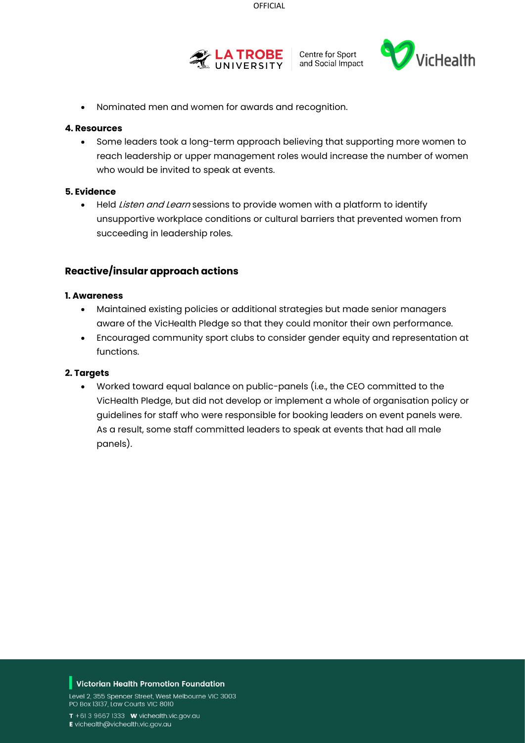- Nominated men and women for awards and recognition.

**4. Resources**

- Some leaders took a long-term approach believing that supporting more women to reach leadership or upper management roles would increase the number of women who would be invited to speak at events.

**5. Evidence**

- Held *Listen and Learn* sessions to provide women with a platform to identify unsupportive workplace conditions or cultural barriers that prevented women from succeeding in leadership roles.

## Reactive/insular approach actions

**1. Awareness**

- Maintained existing policies or additional strategies but made senior managers aware of the VicHealth Pledge so that they could monitor their own performance.
- Encouraged community sport clubs to consider gender equity and representation at functions.

**2. Targets**

- Worked toward equal balance on public-panels (i.e., the CEO committed to the VicHealth Pledge, but did not develop or implement a whole of organisation policy or guidelines for staff who were responsible for booking leaders on event panels were. As a result, some staff committed leaders to speak at events that had all male panels).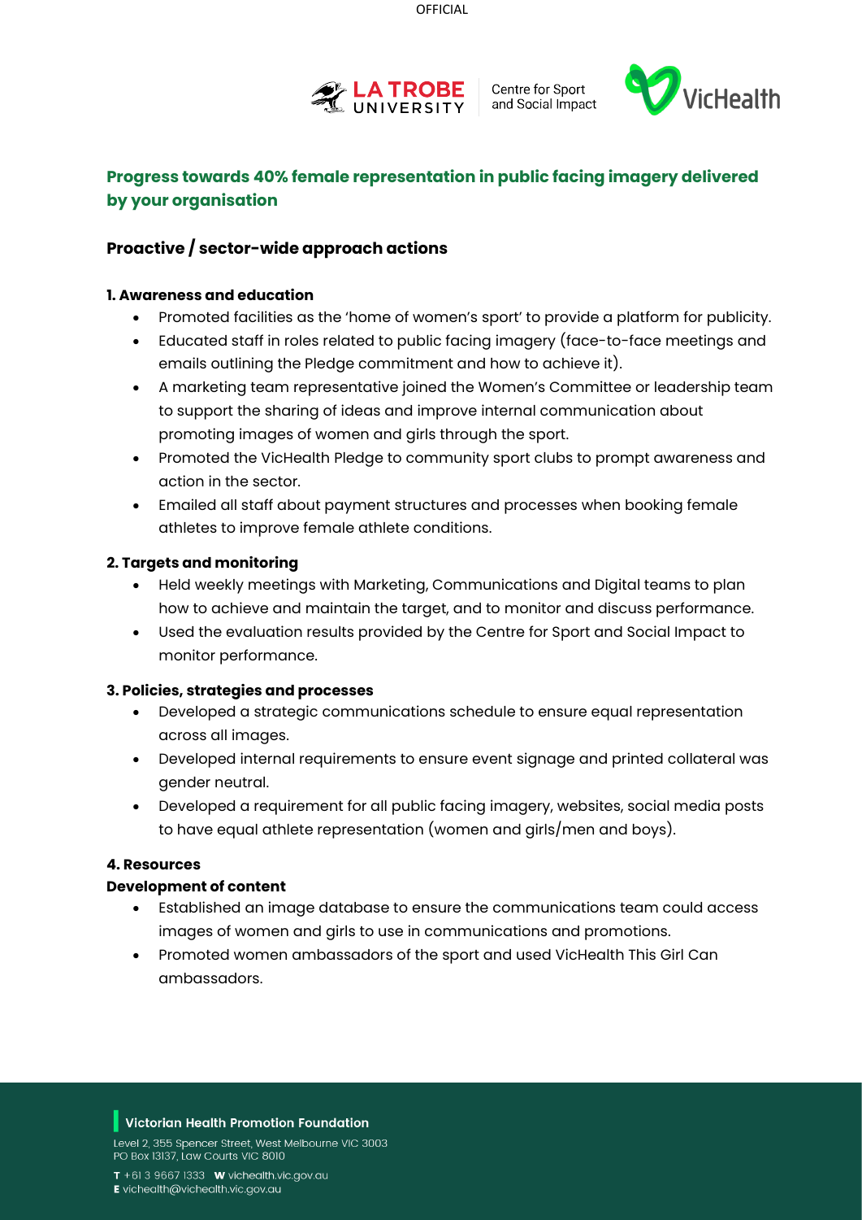## Progress towards 40% female representation in public facing imagery delivered by your organisation

### Proactive / sector-wide approach actions

#### 1. Awareness and education

- Promoted facilities as the 'home of women's sport' to provide a platform for publicity.
- Educated staff in roles related to public facing imagery (face-to-face meetings and emails outlining the Pledge commitment and how to achieve it).
- A marketing team representative joined the Women's Committee or leadership team to support the sharing of ideas and improve internal communication about promoting images of women and girls through the sport.
- Promoted the VicHealth Pledge to community sport clubs to prompt awareness and action in the sector.
- Emailed all staff about payment structures and processes when booking female athletes to improve female athlete conditions.

#### 2. Targets and monitoring

- Held weekly meetings with Marketing, Communications and Digital teams to plan how to achieve and maintain the target, and to monitor and discuss performance.
- Used the evaluation results provided by the Centre for Sport and Social Impact to monitor performance.

#### 3. Policies, strategies and processes

- Developed a strategic communications schedule to ensure equal representation across all images.
- Developed internal requirements to ensure event signage and printed collateral was gender neutral.
- Developed a requirement for all public facing imagery, websites, social media posts to have equal athlete representation (women and girls/men and boys).

#### 4. Resources

**Development of content**

- Established an image database to ensure the communications team could access images of women and girls to use in communications and promotions.
- Promoted women ambassadors of the sport and used VicHealth This Girl Can ambassadors.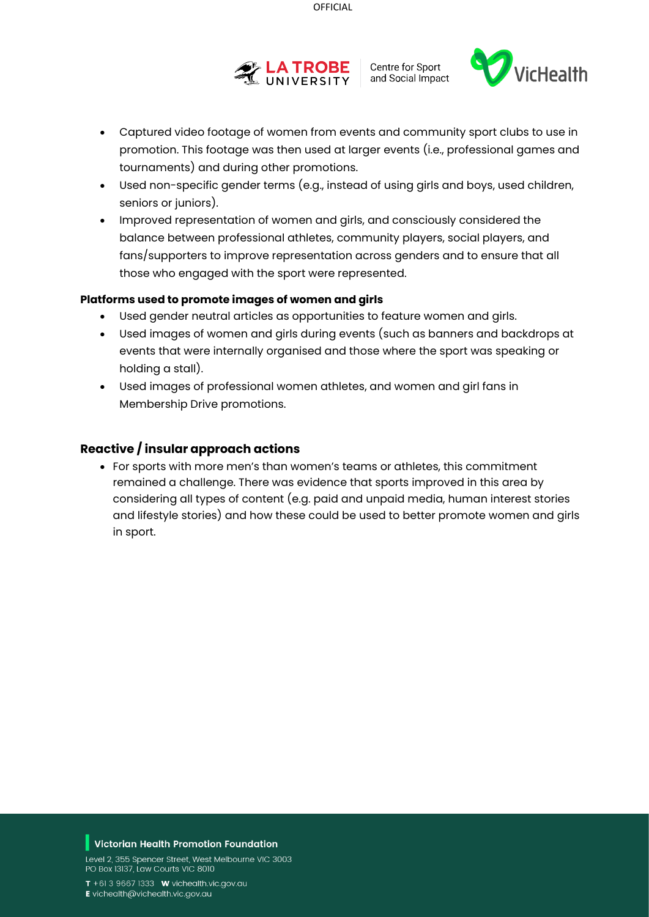- Captured video footage of women from events and community sport clubs to use in promotion. This footage was then used at larger events (i.e., professional games and tournaments) and during other promotions.
- Used non-specific gender terms (e.g., instead of using girls and boys, used children, seniors or juniors).
- Improved representation of women and girls, and consciously considered the balance between professional athletes, community players, social players, and fans/supporters to improve representation across genders and to ensure that all those who engaged with the sport were represented.

**Platforms used to promote images of women and girls**

- Used gender neutral articles as opportunities to feature women and girls.
- Used images of women and girls during events (such as banners and backdrops at events that were internally organised and those where the sport was speaking or holding a stall).
- Used images of professional women athletes, and women and girl fans in Membership Drive promotions.

### Reactive / insular approach actions

- For sports with more men's than women's teams or athletes, this commitment remained a challenge. There was evidence that sports improved in this area by considering all types of content (e.g. paid and unpaid media, human interest stories and lifestyle stories) and how these could be used to better promote women and girls in sport.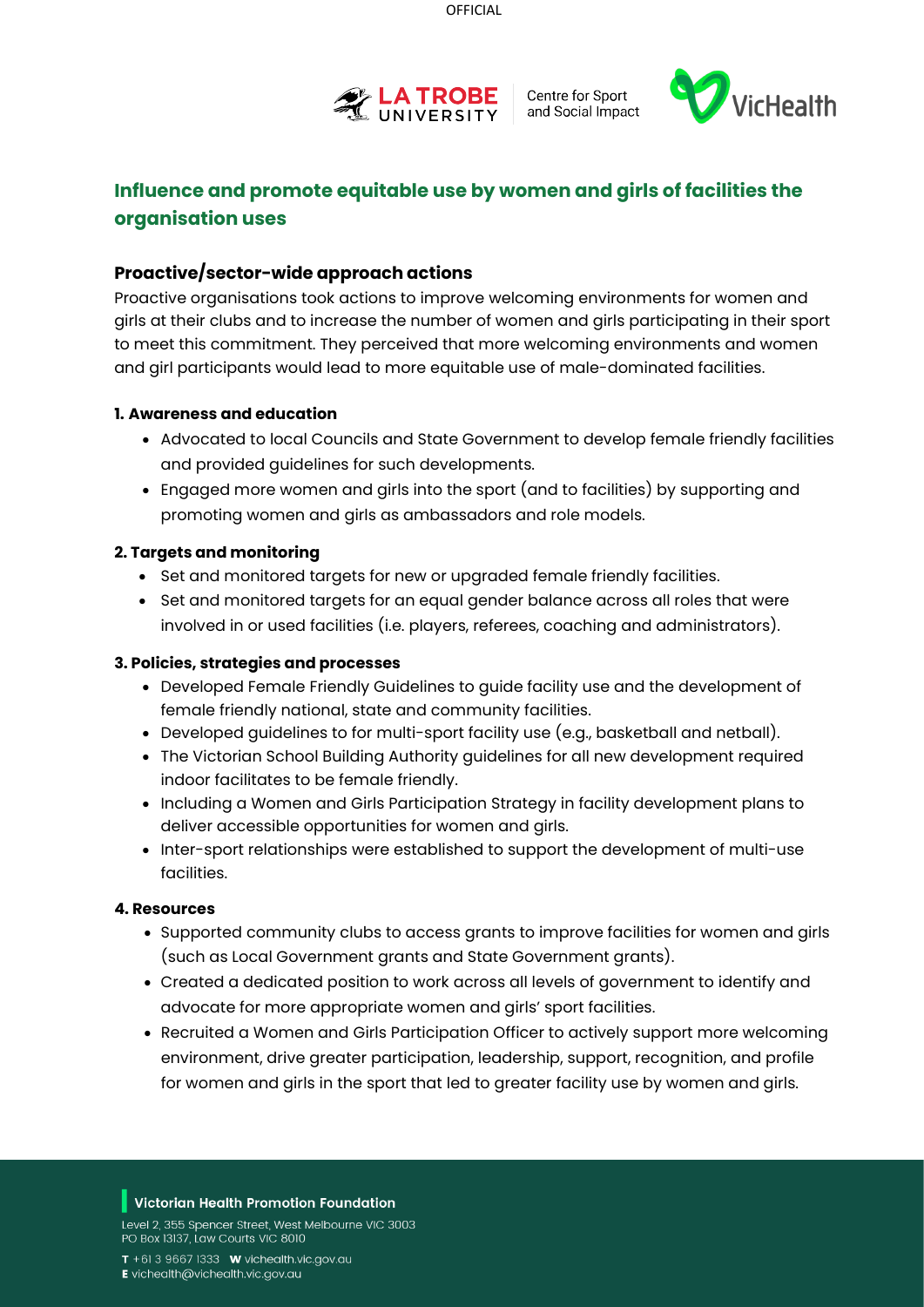## Influence and promote equitable use by women and girls of facilities the organisation uses

### Proactive/sector-wide approach actions

Proactive organisations took actions to improve welcoming environments for women and girls at their clubs and to increase the number of women and girls participating in their sport to meet this commitment. They perceived that more welcoming environments and women and girl participants would lead to more equitable use of male-dominated facilities.

#### 1. Awareness and education

- Advocated to local Councils and State Government to develop female friendly facilities and provided guidelines for such developments.
- Engaged more women and girls into the sport (and to facilities) by supporting and promoting women and girls as ambassadors and role models.

#### 2. Targets and monitoring

- Set and monitored targets for new or upgraded female friendly facilities.
- Set and monitored targets for an equal gender balance across all roles that were involved in or used facilities (i.e. players, referees, coaching and administrators).

#### 3. Policies, strategies and processes

- Developed Female Friendly Guidelines to guide facility use and the development of female friendly national, state and community facilities.
- Developed guidelines to for multi-sport facility use (e.g., basketball and netball).
- The Victorian School Building Authority guidelines for all new development required indoor facilitates to be female friendly.
- Including a Women and Girls Participation Strategy in facility development plans to deliver accessible opportunities for women and girls.
- Inter-sport relationships were established to support the development of multi-use facilities.

#### 4. Resources

- Supported community clubs to access grants to improve facilities for women and girls (such as Local Government grants and State Government grants).
- Created a dedicated position to work across all levels of government to identify and advocate for more appropriate women and girls' sport facilities.
- Recruited a Women and Girls Participation Officer to actively support more welcoming environment, drive greater participation, leadership, support, recognition, and profile for women and girls in the sport that led to greater facility use by women and girls.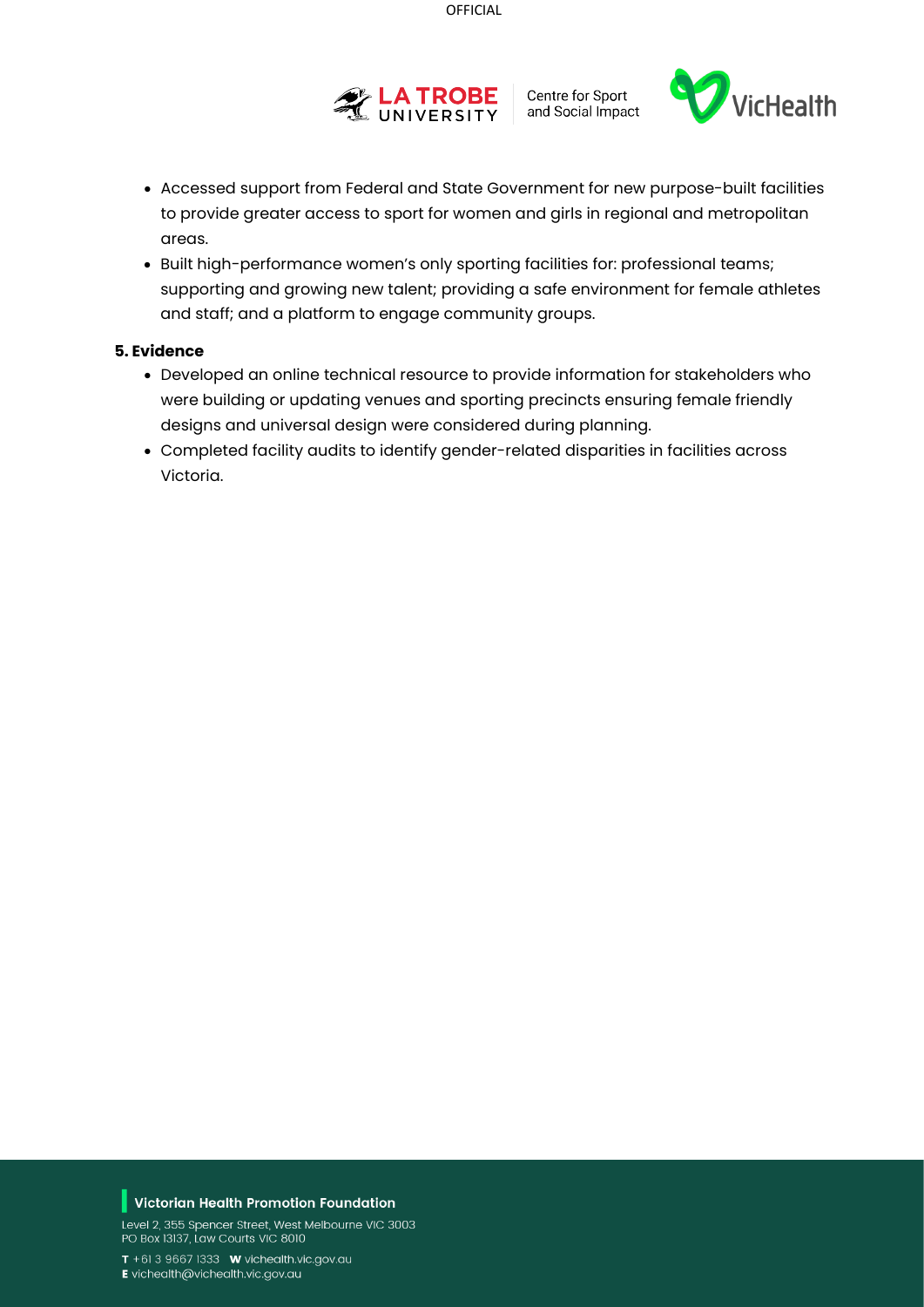- Accessed support from Federal and State Government for new purpose-built facilities to provide greater access to sport for women and girls in regional and metropolitan areas.
- Built high-performance women's only sporting facilities for: professional teams; supporting and growing new talent; providing a safe environment for female athletes and staff; and a platform to engage community groups.

**5. Evidence**

- Developed an online technical resource to provide information for stakeholders who were building or updating venues and sporting precincts ensuring female friendly designs and universal design were considered during planning.
- Completed facility audits to identify gender-related disparities in facilities across Victoria.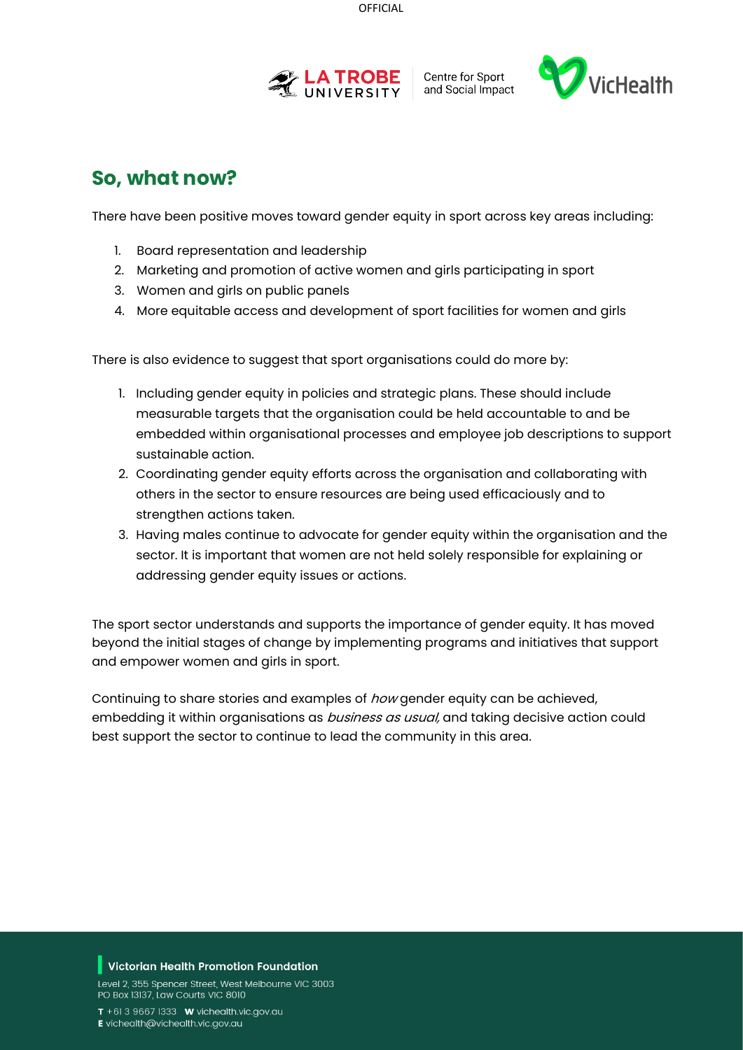## So, what now?

There have been positive moves toward gender equity in sport across key areas including:

1. Board representation and leadership
2. Marketing and promotion of active women and girls participating in sport
3. Women and girls on public panels
4. More equitable access and development of sport facilities for women and girls

There is also evidence to suggest that sport organisations could do more by:

1. Including gender equity in policies and strategic plans. These should include measurable targets that the organisation could be held accountable to and be embedded within organisational processes and employee job descriptions to support sustainable action.
2. Coordinating gender equity efforts across the organisation and collaborating with others in the sector to ensure resources are being used efficaciously and to strengthen actions taken.
3. Having males continue to advocate for gender equity within the organisation and the sector. It is important that women are not held solely responsible for explaining or addressing gender equity issues or actions.

The sport sector understands and supports the importance of gender equity. It has moved beyond the initial stages of change by implementing programs and initiatives that support and empower women and girls in sport.

Continuing to share stories and examples of *how* gender equity can be achieved, embedding it within organisations as *business as usual,* and taking decisive action could best support the sector to continue to lead the community in this area.

**Victorian Health Promotion Foundation**

Level 2, 355 Spencer Street, West Melbourne VIC 3003
PO Box 13137, Law Courts VIC 8010

**T** +61 3 9667 1333 **W** vichealth.vic.gov.au
**E** vichealth@vichealth.vic.gov.au